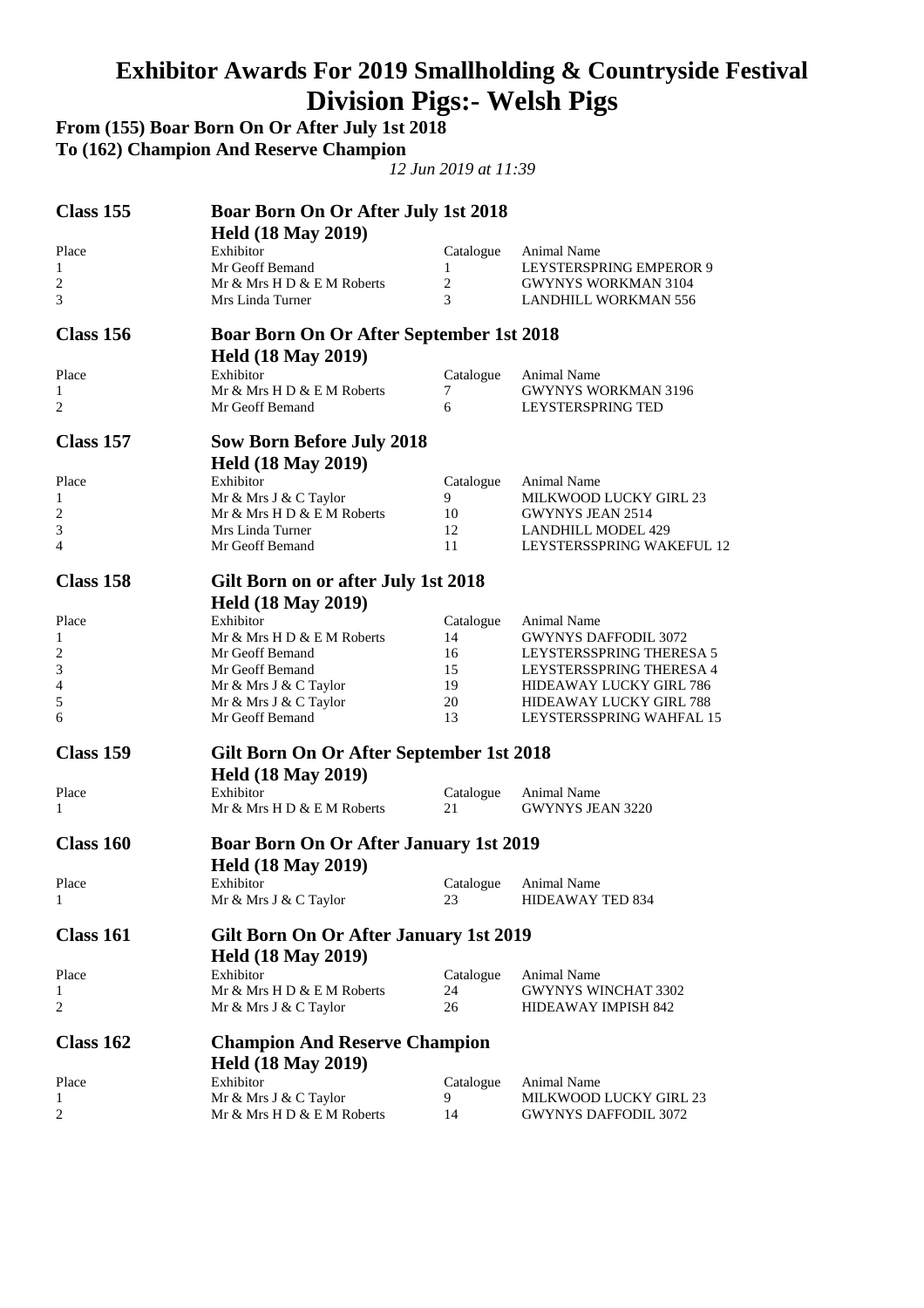# Exhibitor Awards For 2019 Smallholding & Countryside Festival
# Division Pigs:- Welsh Pigs

**From (155) Boar Born On Or After July 1st 2018**
**To (162) Champion And Reserve Champion**

*12 Jun 2019 at 11:39*

## Class 155 — Boar Born On Or After July 1st 2018

**Held (18 May 2019)**

| Place | Exhibitor | Catalogue | Animal Name |
|---|---|---|---|
| 1 | Mr Geoff Bemand | 1 | LEYSTERSPRING EMPEROR 9 |
| 2 | Mr & Mrs H D & E M Roberts | 2 | GWYNYS WORKMAN 3104 |
| 3 | Mrs Linda Turner | 3 | LANDHILL WORKMAN 556 |

## Class 156 — Boar Born On Or After September 1st 2018

**Held (18 May 2019)**

| Place | Exhibitor | Catalogue | Animal Name |
|---|---|---|---|
| 1 | Mr & Mrs H D & E M Roberts | 7 | GWYNYS WORKMAN 3196 |
| 2 | Mr Geoff Bemand | 6 | LEYSTERSPRING TED |

## Class 157 — Sow Born Before July 2018

**Held (18 May 2019)**

| Place | Exhibitor | Catalogue | Animal Name |
|---|---|---|---|
| 1 | Mr & Mrs J & C Taylor | 9 | MILKWOOD LUCKY GIRL 23 |
| 2 | Mr & Mrs H D & E M Roberts | 10 | GWYNYS JEAN 2514 |
| 3 | Mrs Linda Turner | 12 | LANDHILL MODEL 429 |
| 4 | Mr Geoff Bemand | 11 | LEYSTERSSPRING WAKEFUL 12 |

## Class 158 — Gilt Born on or after July 1st 2018

**Held (18 May 2019)**

| Place | Exhibitor | Catalogue | Animal Name |
|---|---|---|---|
| 1 | Mr & Mrs H D & E M Roberts | 14 | GWYNYS DAFFODIL 3072 |
| 2 | Mr Geoff Bemand | 16 | LEYSTERSSPRING THERESA 5 |
| 3 | Mr Geoff Bemand | 15 | LEYSTERSSPRING THERESA 4 |
| 4 | Mr & Mrs J & C Taylor | 19 | HIDEAWAY LUCKY GIRL 786 |
| 5 | Mr & Mrs J & C Taylor | 20 | HIDEAWAY LUCKY GIRL 788 |
| 6 | Mr Geoff Bemand | 13 | LEYSTERSSPRING WAHFAL 15 |

## Class 159 — Gilt Born On Or After September 1st 2018

**Held (18 May 2019)**

| Place | Exhibitor | Catalogue | Animal Name |
|---|---|---|---|
| 1 | Mr & Mrs H D & E M Roberts | 21 | GWYNYS JEAN 3220 |

## Class 160 — Boar Born On Or After January 1st 2019

**Held (18 May 2019)**

| Place | Exhibitor | Catalogue | Animal Name |
|---|---|---|---|
| 1 | Mr & Mrs J & C Taylor | 23 | HIDEAWAY TED 834 |

## Class 161 — Gilt Born On Or After January 1st 2019

**Held (18 May 2019)**

| Place | Exhibitor | Catalogue | Animal Name |
|---|---|---|---|
| 1 | Mr & Mrs H D & E M Roberts | 24 | GWYNYS WINCHAT 3302 |
| 2 | Mr & Mrs J & C Taylor | 26 | HIDEAWAY IMPISH 842 |

## Class 162 — Champion And Reserve Champion

**Held (18 May 2019)**

| Place | Exhibitor | Catalogue | Animal Name |
|---|---|---|---|
| 1 | Mr & Mrs J & C Taylor | 9 | MILKWOOD LUCKY GIRL 23 |
| 2 | Mr & Mrs H D & E M Roberts | 14 | GWYNYS DAFFODIL 3072 |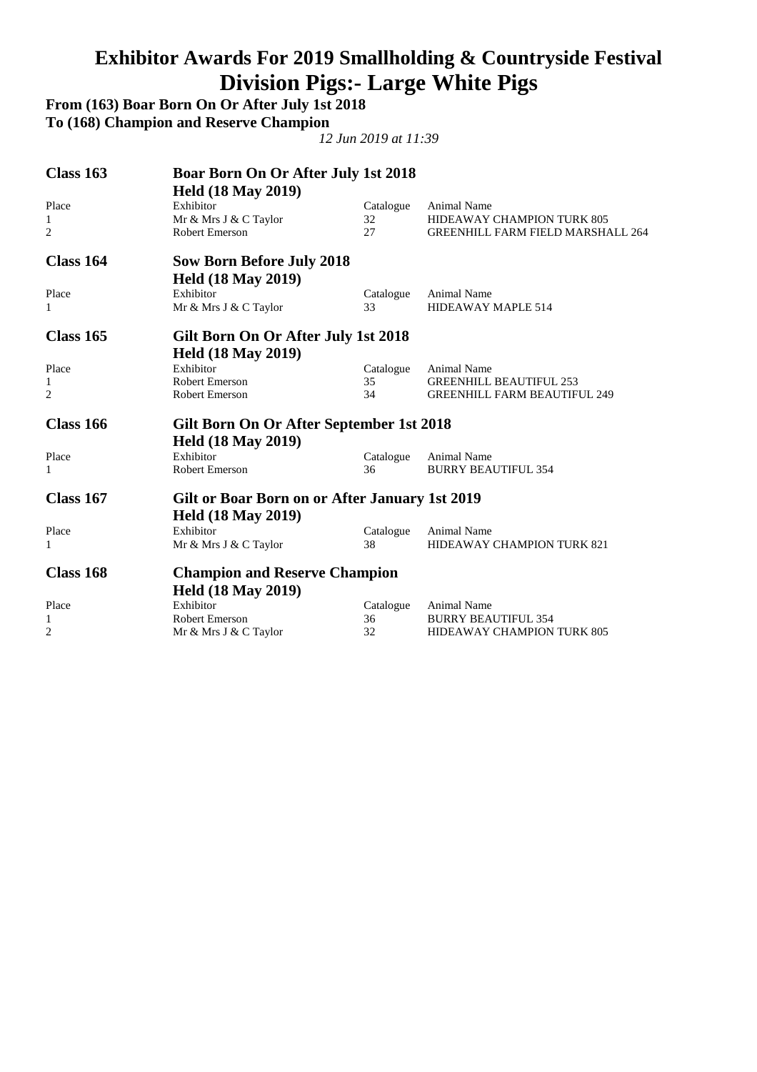# Exhibitor Awards For 2019 Smallholding & Countryside Festival
# Division Pigs:- Large White Pigs

**From (163) Boar Born On Or After July 1st 2018**
**To (168) Champion and Reserve Champion**

*12 Jun 2019 at 11:39*

## Class 163 — Boar Born On Or After July 1st 2018
**Held (18 May 2019)**

| Place | Exhibitor | Catalogue | Animal Name |
|---|---|---|---|
| 1 | Mr & Mrs J & C Taylor | 32 | HIDEAWAY CHAMPION TURK 805 |
| 2 | Robert Emerson | 27 | GREENHILL FARM FIELD MARSHALL 264 |

## Class 164 — Sow Born Before July 2018
**Held (18 May 2019)**

| Place | Exhibitor | Catalogue | Animal Name |
|---|---|---|---|
| 1 | Mr & Mrs J & C Taylor | 33 | HIDEAWAY MAPLE 514 |

## Class 165 — Gilt Born On Or After July 1st 2018
**Held (18 May 2019)**

| Place | Exhibitor | Catalogue | Animal Name |
|---|---|---|---|
| 1 | Robert Emerson | 35 | GREENHILL BEAUTIFUL 253 |
| 2 | Robert Emerson | 34 | GREENHILL FARM BEAUTIFUL 249 |

## Class 166 — Gilt Born On Or After September 1st 2018
**Held (18 May 2019)**

| Place | Exhibitor | Catalogue | Animal Name |
|---|---|---|---|
| 1 | Robert Emerson | 36 | BURRY BEAUTIFUL 354 |

## Class 167 — Gilt or Boar Born on or After January 1st 2019
**Held (18 May 2019)**

| Place | Exhibitor | Catalogue | Animal Name |
|---|---|---|---|
| 1 | Mr & Mrs J & C Taylor | 38 | HIDEAWAY CHAMPION TURK 821 |

## Class 168 — Champion and Reserve Champion
**Held (18 May 2019)**

| Place | Exhibitor | Catalogue | Animal Name |
|---|---|---|---|
| 1 | Robert Emerson | 36 | BURRY BEAUTIFUL 354 |
| 2 | Mr & Mrs J & C Taylor | 32 | HIDEAWAY CHAMPION TURK 805 |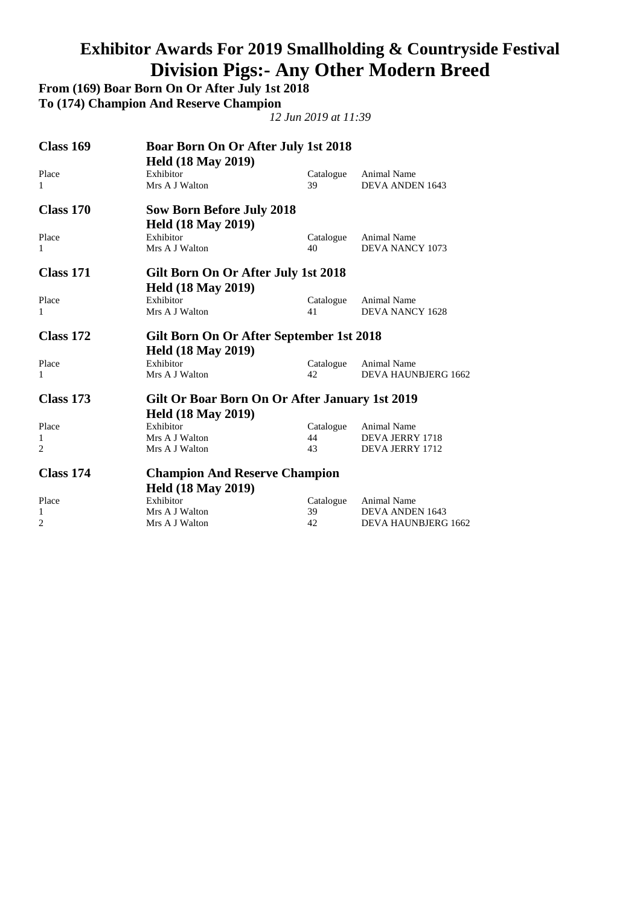# Exhibitor Awards For 2019 Smallholding & Countryside Festival

# Division Pigs:- Any Other Modern Breed

**From (169) Boar Born On Or After July 1st 2018**

**To (174) Champion And Reserve Champion**

*12 Jun 2019 at 11:39*

## Class 169 — Boar Born On Or After July 1st 2018

**Held (18 May 2019)**

| Place | Exhibitor | Catalogue | Animal Name |
|---|---|---|---|
| 1 | Mrs A J Walton | 39 | DEVA ANDEN 1643 |

## Class 170 — Sow Born Before July 2018

**Held (18 May 2019)**

| Place | Exhibitor | Catalogue | Animal Name |
|---|---|---|---|
| 1 | Mrs A J Walton | 40 | DEVA NANCY 1073 |

## Class 171 — Gilt Born On Or After July 1st 2018

**Held (18 May 2019)**

| Place | Exhibitor | Catalogue | Animal Name |
|---|---|---|---|
| 1 | Mrs A J Walton | 41 | DEVA NANCY 1628 |

## Class 172 — Gilt Born On Or After September 1st 2018

**Held (18 May 2019)**

| Place | Exhibitor | Catalogue | Animal Name |
|---|---|---|---|
| 1 | Mrs A J Walton | 42 | DEVA HAUNBJERG 1662 |

## Class 173 — Gilt Or Boar Born On Or After January 1st 2019

**Held (18 May 2019)**

| Place | Exhibitor | Catalogue | Animal Name |
|---|---|---|---|
| 1 | Mrs A J Walton | 44 | DEVA JERRY 1718 |
| 2 | Mrs A J Walton | 43 | DEVA JERRY 1712 |

## Class 174 — Champion And Reserve Champion

**Held (18 May 2019)**

| Place | Exhibitor | Catalogue | Animal Name |
|---|---|---|---|
| 1 | Mrs A J Walton | 39 | DEVA ANDEN 1643 |
| 2 | Mrs A J Walton | 42 | DEVA HAUNBJERG 1662 |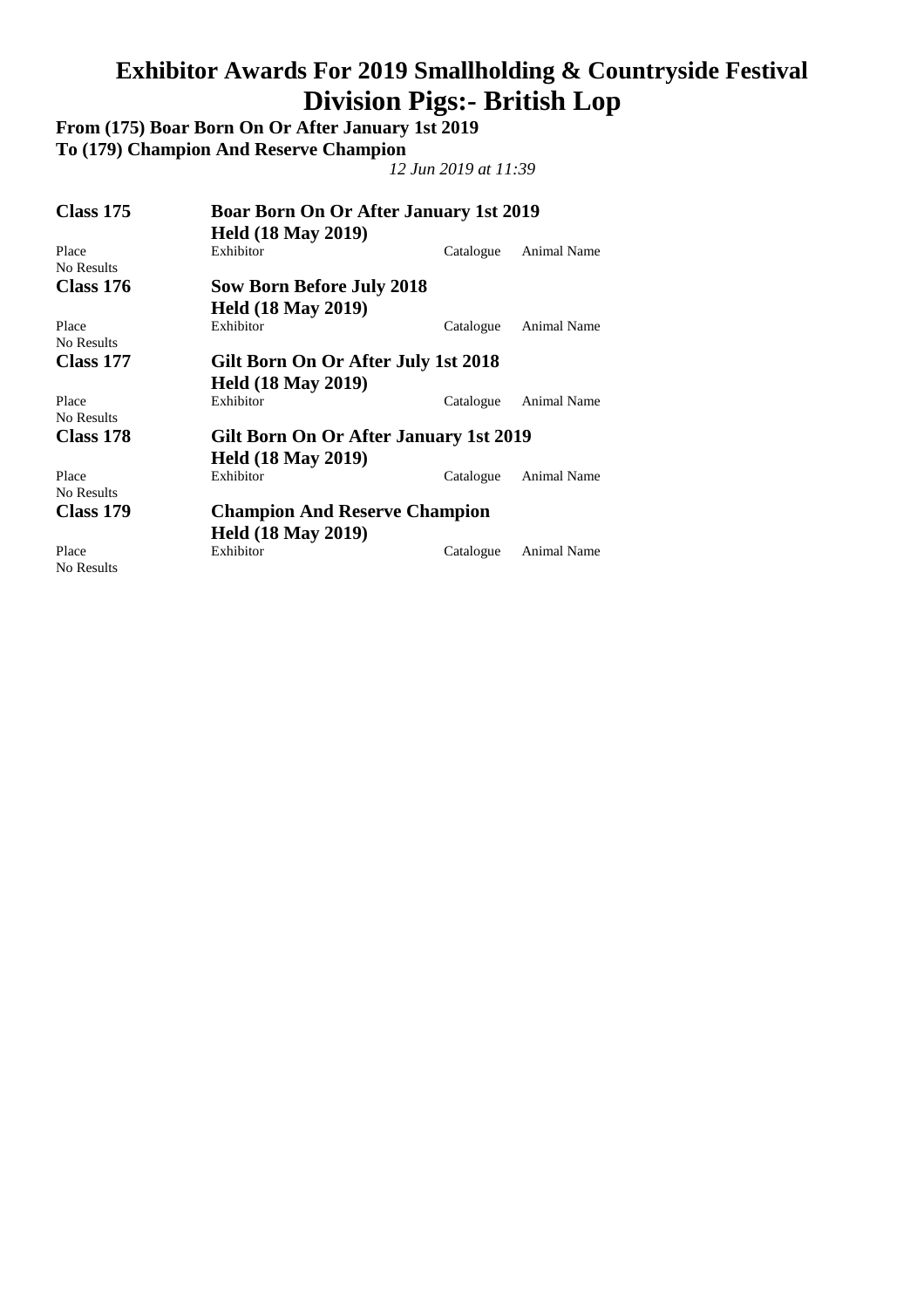# Exhibitor Awards For 2019 Smallholding & Countryside Festival

# Division Pigs:- British Lop

**From (175) Boar Born On Or After January 1st 2019**
**To (179) Champion And Reserve Champion**

*12 Jun 2019 at 11:39*

## Class 175 — Boar Born On Or After January 1st 2019

**Held (18 May 2019)**

| Place | Exhibitor | Catalogue | Animal Name |
|---|---|---|---|
| No Results | | | |

## Class 176 — Sow Born Before July 2018

**Held (18 May 2019)**

| Place | Exhibitor | Catalogue | Animal Name |
|---|---|---|---|
| No Results | | | |

## Class 177 — Gilt Born On Or After July 1st 2018

**Held (18 May 2019)**

| Place | Exhibitor | Catalogue | Animal Name |
|---|---|---|---|
| No Results | | | |

## Class 178 — Gilt Born On Or After January 1st 2019

**Held (18 May 2019)**

| Place | Exhibitor | Catalogue | Animal Name |
|---|---|---|---|
| No Results | | | |

## Class 179 — Champion And Reserve Champion

**Held (18 May 2019)**

| Place | Exhibitor | Catalogue | Animal Name |
|---|---|---|---|
| No Results | | | |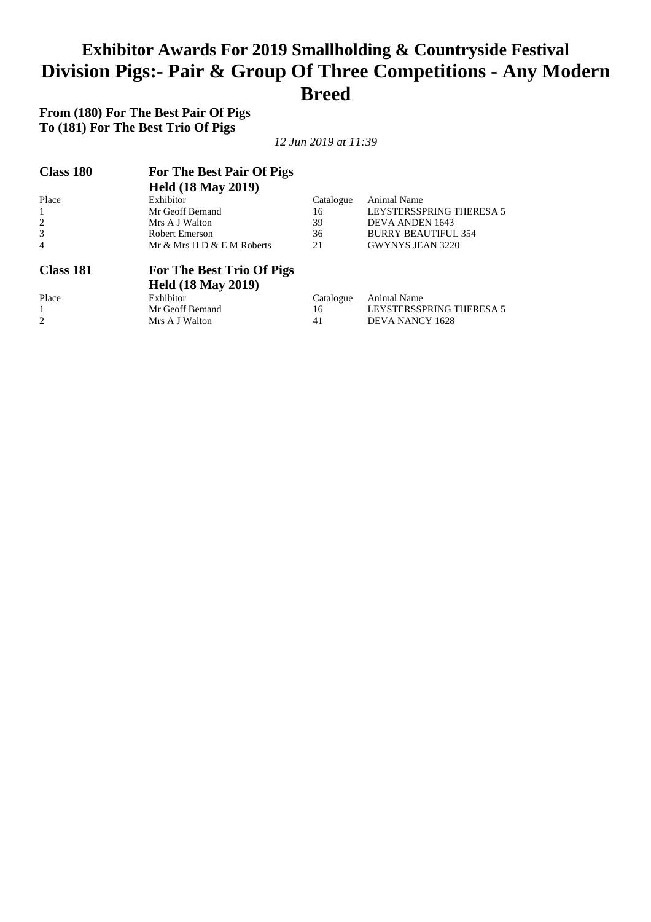# Exhibitor Awards For 2019 Smallholding & Countryside Festival
# Division Pigs:- Pair & Group Of Three Competitions - Any Modern Breed

**From (180) For The Best Pair Of Pigs**
**To (181) For The Best Trio Of Pigs**

*12 Jun 2019 at 11:39*

## Class 180 — For The Best Pair Of Pigs
**Held (18 May 2019)**

| Place | Exhibitor | Catalogue | Animal Name |
|---|---|---|---|
| 1 | Mr Geoff Bemand | 16 | LEYSTERSSPRING THERESA 5 |
| 2 | Mrs A J Walton | 39 | DEVA ANDEN 1643 |
| 3 | Robert Emerson | 36 | BURRY BEAUTIFUL 354 |
| 4 | Mr & Mrs H D & E M Roberts | 21 | GWYNYS JEAN 3220 |

## Class 181 — For The Best Trio Of Pigs
**Held (18 May 2019)**

| Place | Exhibitor | Catalogue | Animal Name |
|---|---|---|---|
| 1 | Mr Geoff Bemand | 16 | LEYSTERSSPRING THERESA 5 |
| 2 | Mrs A J Walton | 41 | DEVA NANCY 1628 |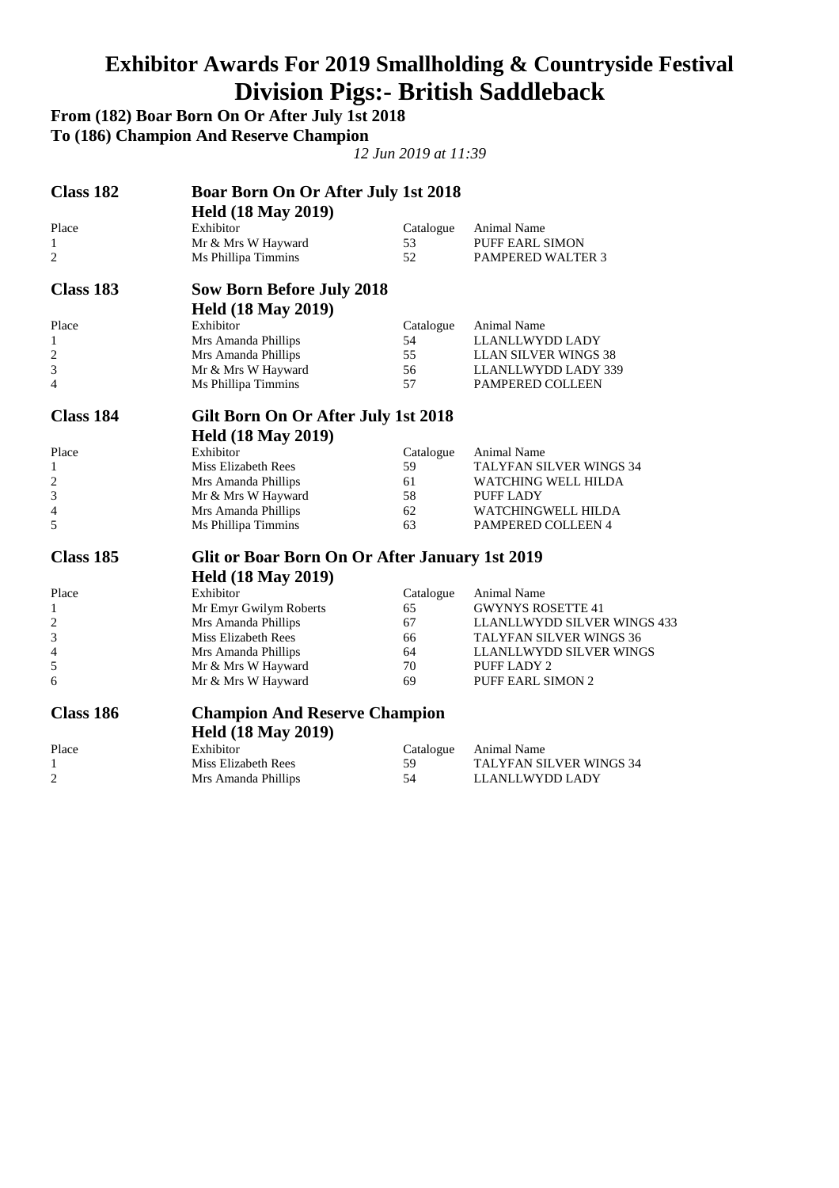# Exhibitor Awards For 2019 Smallholding & Countryside Festival
# Division Pigs:- British Saddleback

**From (182) Boar Born On Or After July 1st 2018**
**To (186) Champion And Reserve Champion**

*12 Jun 2019 at 11:39*

## Class 182 Boar Born On Or After July 1st 2018

**Held (18 May 2019)**

| Place | Exhibitor | Catalogue | Animal Name |
|---|---|---|---|
| 1 | Mr & Mrs W Hayward | 53 | PUFF EARL SIMON |
| 2 | Ms Phillipa Timmins | 52 | PAMPERED WALTER 3 |

## Class 183 Sow Born Before July 2018

**Held (18 May 2019)**

| Place | Exhibitor | Catalogue | Animal Name |
|---|---|---|---|
| 1 | Mrs Amanda Phillips | 54 | LLANLLWYDD LADY |
| 2 | Mrs Amanda Phillips | 55 | LLAN SILVER WINGS 38 |
| 3 | Mr & Mrs W Hayward | 56 | LLANLLWYDD LADY 339 |
| 4 | Ms Phillipa Timmins | 57 | PAMPERED COLLEEN |

## Class 184 Gilt Born On Or After July 1st 2018

**Held (18 May 2019)**

| Place | Exhibitor | Catalogue | Animal Name |
|---|---|---|---|
| 1 | Miss Elizabeth Rees | 59 | TALYFAN SILVER WINGS 34 |
| 2 | Mrs Amanda Phillips | 61 | WATCHING WELL HILDA |
| 3 | Mr & Mrs W Hayward | 58 | PUFF LADY |
| 4 | Mrs Amanda Phillips | 62 | WATCHINGWELL HILDA |
| 5 | Ms Phillipa Timmins | 63 | PAMPERED COLLEEN 4 |

## Class 185 Glit or Boar Born On Or After January 1st 2019

**Held (18 May 2019)**

| Place | Exhibitor | Catalogue | Animal Name |
|---|---|---|---|
| 1 | Mr Emyr Gwilym Roberts | 65 | GWYNYS ROSETTE 41 |
| 2 | Mrs Amanda Phillips | 67 | LLANLLWYDD SILVER WINGS 433 |
| 3 | Miss Elizabeth Rees | 66 | TALYFAN SILVER WINGS 36 |
| 4 | Mrs Amanda Phillips | 64 | LLANLLWYDD SILVER WINGS |
| 5 | Mr & Mrs W Hayward | 70 | PUFF LADY 2 |
| 6 | Mr & Mrs W Hayward | 69 | PUFF EARL SIMON 2 |

## Class 186 Champion And Reserve Champion

**Held (18 May 2019)**

| Place | Exhibitor | Catalogue | Animal Name |
|---|---|---|---|
| 1 | Miss Elizabeth Rees | 59 | TALYFAN SILVER WINGS 34 |
| 2 | Mrs Amanda Phillips | 54 | LLANLLWYDD LADY |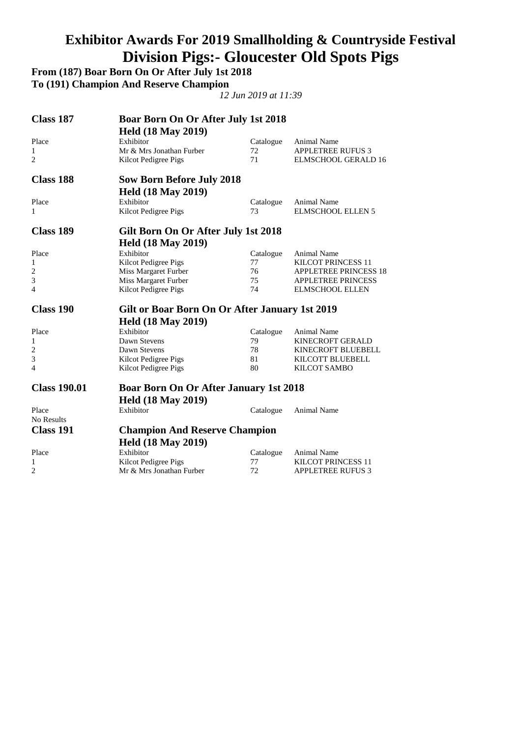# Exhibitor Awards For 2019 Smallholding & Countryside Festival
# Division Pigs:- Gloucester Old Spots Pigs

**From (187) Boar Born On Or After July 1st 2018**
**To (191) Champion And Reserve Champion**

*12 Jun 2019 at 11:39*

## Class 187 — Boar Born On Or After July 1st 2018
### Held (18 May 2019)

| Place | Exhibitor | Catalogue | Animal Name |
|---|---|---|---|
| 1 | Mr & Mrs Jonathan Furber | 72 | APPLETREE RUFUS 3 |
| 2 | Kilcot Pedigree Pigs | 71 | ELMSCHOOL GERALD 16 |

## Class 188 — Sow Born Before July 2018
### Held (18 May 2019)

| Place | Exhibitor | Catalogue | Animal Name |
|---|---|---|---|
| 1 | Kilcot Pedigree Pigs | 73 | ELMSCHOOL ELLEN 5 |

## Class 189 — Gilt Born On Or After July 1st 2018
### Held (18 May 2019)

| Place | Exhibitor | Catalogue | Animal Name |
|---|---|---|---|
| 1 | Kilcot Pedigree Pigs | 77 | KILCOT PRINCESS 11 |
| 2 | Miss Margaret Furber | 76 | APPLETREE PRINCESS 18 |
| 3 | Miss Margaret Furber | 75 | APPLETREE PRINCESS |
| 4 | Kilcot Pedigree Pigs | 74 | ELMSCHOOL ELLEN |

## Class 190 — Gilt or Boar Born On Or After January 1st 2019
### Held (18 May 2019)

| Place | Exhibitor | Catalogue | Animal Name |
|---|---|---|---|
| 1 | Dawn Stevens | 79 | KINECROFT GERALD |
| 2 | Dawn Stevens | 78 | KINECROFT BLUEBELL |
| 3 | Kilcot Pedigree Pigs | 81 | KILCOTT BLUEBELL |
| 4 | Kilcot Pedigree Pigs | 80 | KILCOT SAMBO |

## Class 190.01 — Boar Born On Or After January 1st 2018
### Held (18 May 2019)

| Place | Exhibitor | Catalogue | Animal Name |
|---|---|---|---|
| No Results | | | |

## Class 191 — Champion And Reserve Champion
### Held (18 May 2019)

| Place | Exhibitor | Catalogue | Animal Name |
|---|---|---|---|
| 1 | Kilcot Pedigree Pigs | 77 | KILCOT PRINCESS 11 |
| 2 | Mr & Mrs Jonathan Furber | 72 | APPLETREE RUFUS 3 |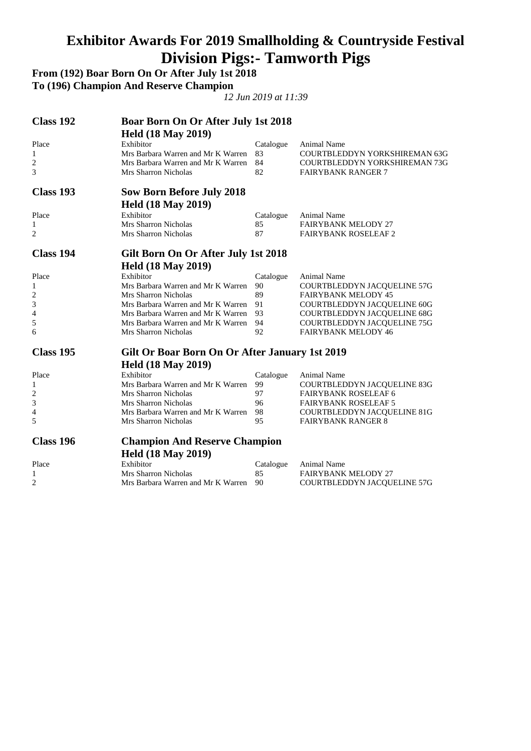# Exhibitor Awards For 2019 Smallholding & Countryside Festival

# Division Pigs:- Tamworth Pigs

**From (192) Boar Born On Or After July 1st 2018**

**To (196) Champion And Reserve Champion**

*12 Jun 2019 at 11:39*

## Class 192 — Boar Born On Or After July 1st 2018

**Held (18 May 2019)**

| Place | Exhibitor | Catalogue | Animal Name |
|---|---|---|---|
| 1 | Mrs Barbara Warren and Mr K Warren | 83 | COURTBLEDDYN YORKSHIREMAN 63G |
| 2 | Mrs Barbara Warren and Mr K Warren | 84 | COURTBLEDDYN YORKSHIREMAN 73G |
| 3 | Mrs Sharron Nicholas | 82 | FAIRYBANK RANGER 7 |

## Class 193 — Sow Born Before July 2018

**Held (18 May 2019)**

| Place | Exhibitor | Catalogue | Animal Name |
|---|---|---|---|
| 1 | Mrs Sharron Nicholas | 85 | FAIRYBANK MELODY 27 |
| 2 | Mrs Sharron Nicholas | 87 | FAIRYBANK ROSELEAF 2 |

## Class 194 — Gilt Born On Or After July 1st 2018

**Held (18 May 2019)**

| Place | Exhibitor | Catalogue | Animal Name |
|---|---|---|---|
| 1 | Mrs Barbara Warren and Mr K Warren | 90 | COURTBLEDDYN JACQUELINE 57G |
| 2 | Mrs Sharron Nicholas | 89 | FAIRYBANK MELODY 45 |
| 3 | Mrs Barbara Warren and Mr K Warren | 91 | COURTBLEDDYN JACQUELINE 60G |
| 4 | Mrs Barbara Warren and Mr K Warren | 93 | COURTBLEDDYN JACQUELINE 68G |
| 5 | Mrs Barbara Warren and Mr K Warren | 94 | COURTBLEDDYN JACQUELINE 75G |
| 6 | Mrs Sharron Nicholas | 92 | FAIRYBANK MELODY 46 |

## Class 195 — Gilt Or Boar Born On Or After January 1st 2019

**Held (18 May 2019)**

| Place | Exhibitor | Catalogue | Animal Name |
|---|---|---|---|
| 1 | Mrs Barbara Warren and Mr K Warren | 99 | COURTBLEDDYN JACQUELINE 83G |
| 2 | Mrs Sharron Nicholas | 97 | FAIRYBANK ROSELEAF 6 |
| 3 | Mrs Sharron Nicholas | 96 | FAIRYBANK ROSELEAF 5 |
| 4 | Mrs Barbara Warren and Mr K Warren | 98 | COURTBLEDDYN JACQUELINE 81G |
| 5 | Mrs Sharron Nicholas | 95 | FAIRYBANK RANGER 8 |

## Class 196 — Champion And Reserve Champion

**Held (18 May 2019)**

| Place | Exhibitor | Catalogue | Animal Name |
|---|---|---|---|
| 1 | Mrs Sharron Nicholas | 85 | FAIRYBANK MELODY 27 |
| 2 | Mrs Barbara Warren and Mr K Warren | 90 | COURTBLEDDYN JACQUELINE 57G |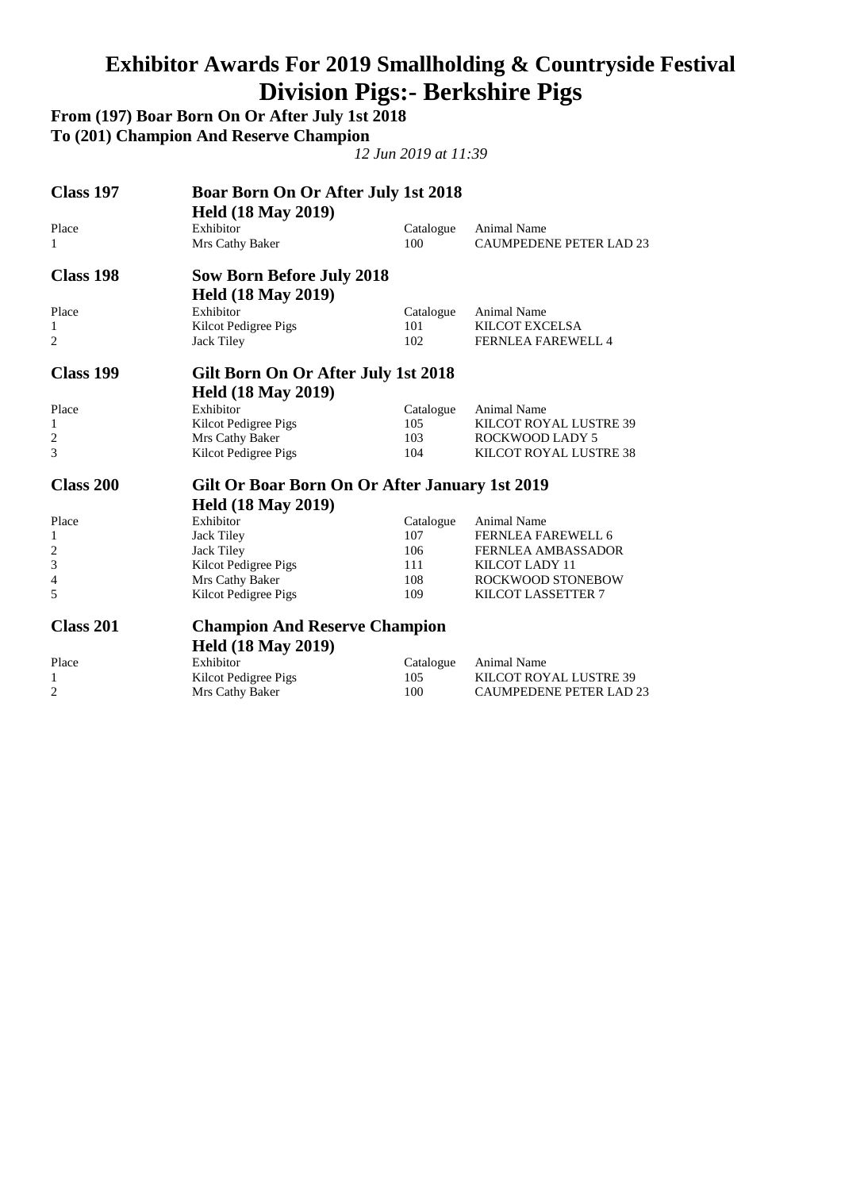# Exhibitor Awards For 2019 Smallholding & Countryside Festival

# Division Pigs:- Berkshire Pigs

**From (197) Boar Born On Or After July 1st 2018**

**To (201) Champion And Reserve Champion**

*12 Jun 2019 at 11:39*

## Class 197 — Boar Born On Or After July 1st 2018

**Held (18 May 2019)**

| Place | Exhibitor | Catalogue | Animal Name |
|---|---|---|---|
| 1 | Mrs Cathy Baker | 100 | CAUMPEDENE PETER LAD 23 |

## Class 198 — Sow Born Before July 2018

**Held (18 May 2019)**

| Place | Exhibitor | Catalogue | Animal Name |
|---|---|---|---|
| 1 | Kilcot Pedigree Pigs | 101 | KILCOT EXCELSA |
| 2 | Jack Tiley | 102 | FERNLEA FAREWELL 4 |

## Class 199 — Gilt Born On Or After July 1st 2018

**Held (18 May 2019)**

| Place | Exhibitor | Catalogue | Animal Name |
|---|---|---|---|
| 1 | Kilcot Pedigree Pigs | 105 | KILCOT ROYAL LUSTRE 39 |
| 2 | Mrs Cathy Baker | 103 | ROCKWOOD LADY 5 |
| 3 | Kilcot Pedigree Pigs | 104 | KILCOT ROYAL LUSTRE 38 |

## Class 200 — Gilt Or Boar Born On Or After January 1st 2019

**Held (18 May 2019)**

| Place | Exhibitor | Catalogue | Animal Name |
|---|---|---|---|
| 1 | Jack Tiley | 107 | FERNLEA FAREWELL 6 |
| 2 | Jack Tiley | 106 | FERNLEA AMBASSADOR |
| 3 | Kilcot Pedigree Pigs | 111 | KILCOT LADY 11 |
| 4 | Mrs Cathy Baker | 108 | ROCKWOOD STONEBOW |
| 5 | Kilcot Pedigree Pigs | 109 | KILCOT LASSETTER 7 |

## Class 201 — Champion And Reserve Champion

**Held (18 May 2019)**

| Place | Exhibitor | Catalogue | Animal Name |
|---|---|---|---|
| 1 | Kilcot Pedigree Pigs | 105 | KILCOT ROYAL LUSTRE 39 |
| 2 | Mrs Cathy Baker | 100 | CAUMPEDENE PETER LAD 23 |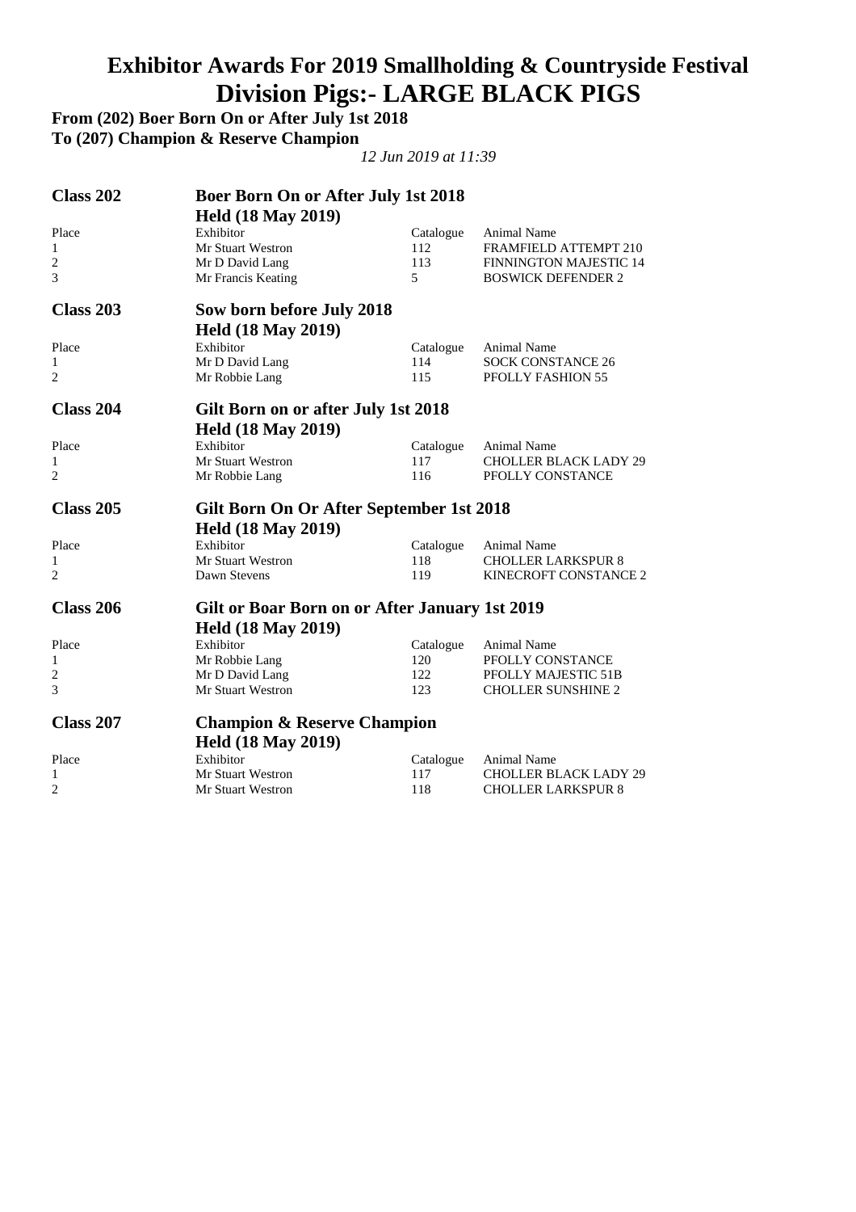# Exhibitor Awards For 2019 Smallholding & Countryside Festival
# Division Pigs:- LARGE BLACK PIGS

**From (202) Boer Born On or After July 1st 2018**
**To (207) Champion & Reserve Champion**

*12 Jun 2019 at 11:39*

## Class 202 — Boer Born On or After July 1st 2018

**Held (18 May 2019)**

| Place | Exhibitor | Catalogue | Animal Name |
|---|---|---|---|
| 1 | Mr Stuart Westron | 112 | FRAMFIELD ATTEMPT 210 |
| 2 | Mr D David Lang | 113 | FINNINGTON MAJESTIC 14 |
| 3 | Mr Francis Keating | 5 | BOSWICK DEFENDER 2 |

## Class 203 — Sow born before July 2018

**Held (18 May 2019)**

| Place | Exhibitor | Catalogue | Animal Name |
|---|---|---|---|
| 1 | Mr D David Lang | 114 | SOCK CONSTANCE 26 |
| 2 | Mr Robbie Lang | 115 | PFOLLY FASHION 55 |

## Class 204 — Gilt Born on or after July 1st 2018

**Held (18 May 2019)**

| Place | Exhibitor | Catalogue | Animal Name |
|---|---|---|---|
| 1 | Mr Stuart Westron | 117 | CHOLLER BLACK LADY 29 |
| 2 | Mr Robbie Lang | 116 | PFOLLY CONSTANCE |

## Class 205 — Gilt Born On Or After September 1st 2018

**Held (18 May 2019)**

| Place | Exhibitor | Catalogue | Animal Name |
|---|---|---|---|
| 1 | Mr Stuart Westron | 118 | CHOLLER LARKSPUR 8 |
| 2 | Dawn Stevens | 119 | KINECROFT CONSTANCE 2 |

## Class 206 — Gilt or Boar Born on or After January 1st 2019

**Held (18 May 2019)**

| Place | Exhibitor | Catalogue | Animal Name |
|---|---|---|---|
| 1 | Mr Robbie Lang | 120 | PFOLLY CONSTANCE |
| 2 | Mr D David Lang | 122 | PFOLLY MAJESTIC 51B |
| 3 | Mr Stuart Westron | 123 | CHOLLER SUNSHINE 2 |

## Class 207 — Champion & Reserve Champion

**Held (18 May 2019)**

| Place | Exhibitor | Catalogue | Animal Name |
|---|---|---|---|
| 1 | Mr Stuart Westron | 117 | CHOLLER BLACK LADY 29 |
| 2 | Mr Stuart Westron | 118 | CHOLLER LARKSPUR 8 |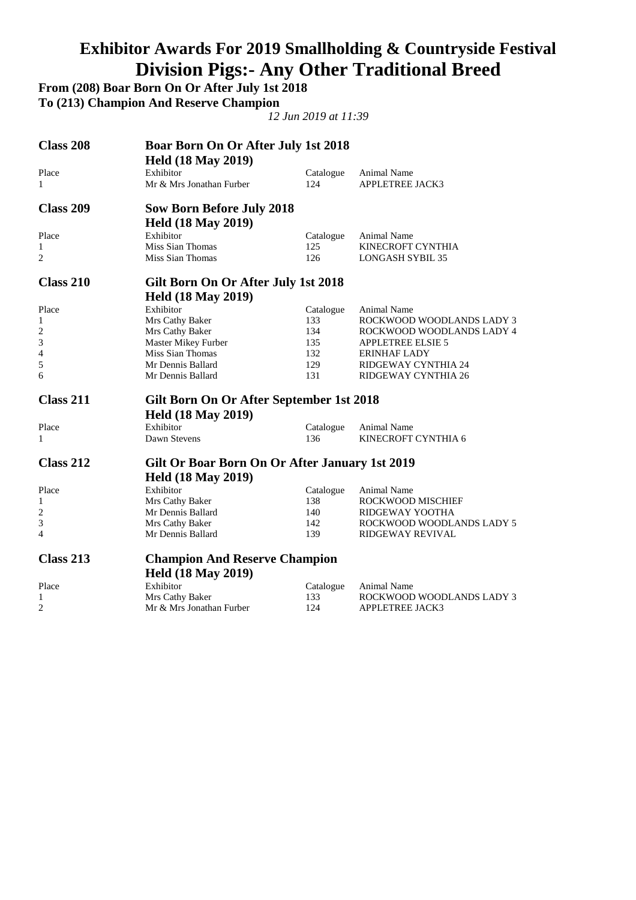# Exhibitor Awards For 2019 Smallholding & Countryside Festival

# Division Pigs:- Any Other Traditional Breed

**From (208) Boar Born On Or After July 1st 2018**

**To (213) Champion And Reserve Champion**

*12 Jun 2019 at 11:39*

## Class 208 — Boar Born On Or After July 1st 2018

**Held (18 May 2019)**

| Place | Exhibitor | Catalogue | Animal Name |
|---|---|---|---|
| 1 | Mr & Mrs Jonathan Furber | 124 | APPLETREE JACK3 |

## Class 209 — Sow Born Before July 2018

**Held (18 May 2019)**

| Place | Exhibitor | Catalogue | Animal Name |
|---|---|---|---|
| 1 | Miss Sian Thomas | 125 | KINECROFT CYNTHIA |
| 2 | Miss Sian Thomas | 126 | LONGASH SYBIL 35 |

## Class 210 — Gilt Born On Or After July 1st 2018

**Held (18 May 2019)**

| Place | Exhibitor | Catalogue | Animal Name |
|---|---|---|---|
| 1 | Mrs Cathy Baker | 133 | ROCKWOOD WOODLANDS LADY 3 |
| 2 | Mrs Cathy Baker | 134 | ROCKWOOD WOODLANDS LADY 4 |
| 3 | Master Mikey Furber | 135 | APPLETREE ELSIE 5 |
| 4 | Miss Sian Thomas | 132 | ERINHAF LADY |
| 5 | Mr Dennis Ballard | 129 | RIDGEWAY CYNTHIA 24 |
| 6 | Mr Dennis Ballard | 131 | RIDGEWAY CYNTHIA 26 |

## Class 211 — Gilt Born On Or After September 1st 2018

**Held (18 May 2019)**

| Place | Exhibitor | Catalogue | Animal Name |
|---|---|---|---|
| 1 | Dawn Stevens | 136 | KINECROFT CYNTHIA 6 |

## Class 212 — Gilt Or Boar Born On Or After January 1st 2019

**Held (18 May 2019)**

| Place | Exhibitor | Catalogue | Animal Name |
|---|---|---|---|
| 1 | Mrs Cathy Baker | 138 | ROCKWOOD MISCHIEF |
| 2 | Mr Dennis Ballard | 140 | RIDGEWAY YOOTHA |
| 3 | Mrs Cathy Baker | 142 | ROCKWOOD WOODLANDS LADY 5 |
| 4 | Mr Dennis Ballard | 139 | RIDGEWAY REVIVAL |

## Class 213 — Champion And Reserve Champion

**Held (18 May 2019)**

| Place | Exhibitor | Catalogue | Animal Name |
|---|---|---|---|
| 1 | Mrs Cathy Baker | 133 | ROCKWOOD WOODLANDS LADY 3 |
| 2 | Mr & Mrs Jonathan Furber | 124 | APPLETREE JACK3 |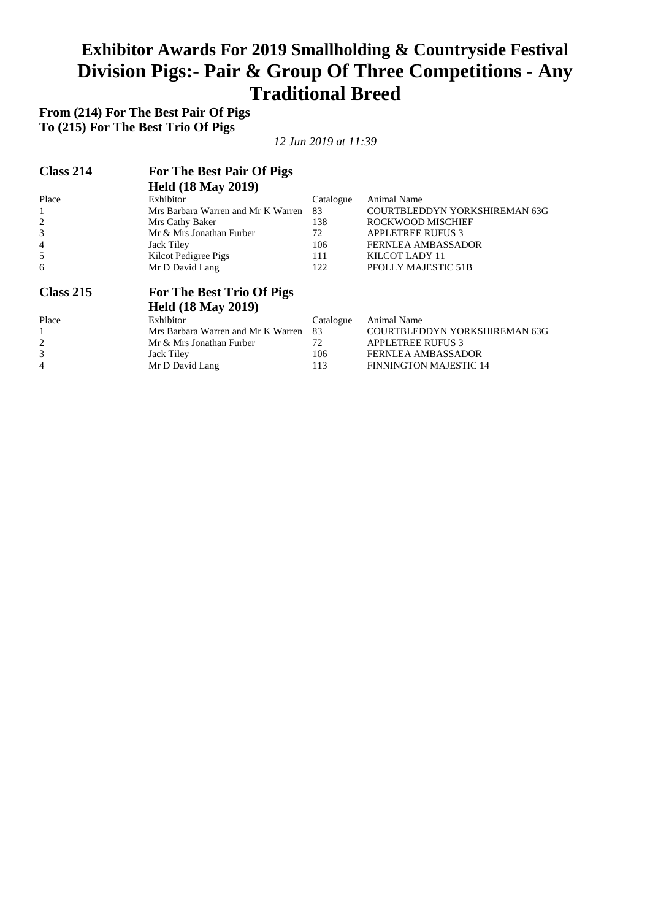# Exhibitor Awards For 2019 Smallholding & Countryside Festival
# Division Pigs:- Pair & Group Of Three Competitions - Any Traditional Breed

**From (214) For The Best Pair Of Pigs**
**To (215) For The Best Trio Of Pigs**

*12 Jun 2019 at 11:39*

## Class 214 For The Best Pair Of Pigs

**Held (18 May 2019)**

| Place | Exhibitor | Catalogue | Animal Name |
|---|---|---|---|
| 1 | Mrs Barbara Warren and Mr K Warren | 83 | COURTBLEDDYN YORKSHIREMAN 63G |
| 2 | Mrs Cathy Baker | 138 | ROCKWOOD MISCHIEF |
| 3 | Mr & Mrs Jonathan Furber | 72 | APPLETREE RUFUS 3 |
| 4 | Jack Tiley | 106 | FERNLEA AMBASSADOR |
| 5 | Kilcot Pedigree Pigs | 111 | KILCOT LADY 11 |
| 6 | Mr D David Lang | 122 | PFOLLY MAJESTIC 51B |

## Class 215 For The Best Trio Of Pigs

**Held (18 May 2019)**

| Place | Exhibitor | Catalogue | Animal Name |
|---|---|---|---|
| 1 | Mrs Barbara Warren and Mr K Warren | 83 | COURTBLEDDYN YORKSHIREMAN 63G |
| 2 | Mr & Mrs Jonathan Furber | 72 | APPLETREE RUFUS 3 |
| 3 | Jack Tiley | 106 | FERNLEA AMBASSADOR |
| 4 | Mr D David Lang | 113 | FINNINGTON MAJESTIC 14 |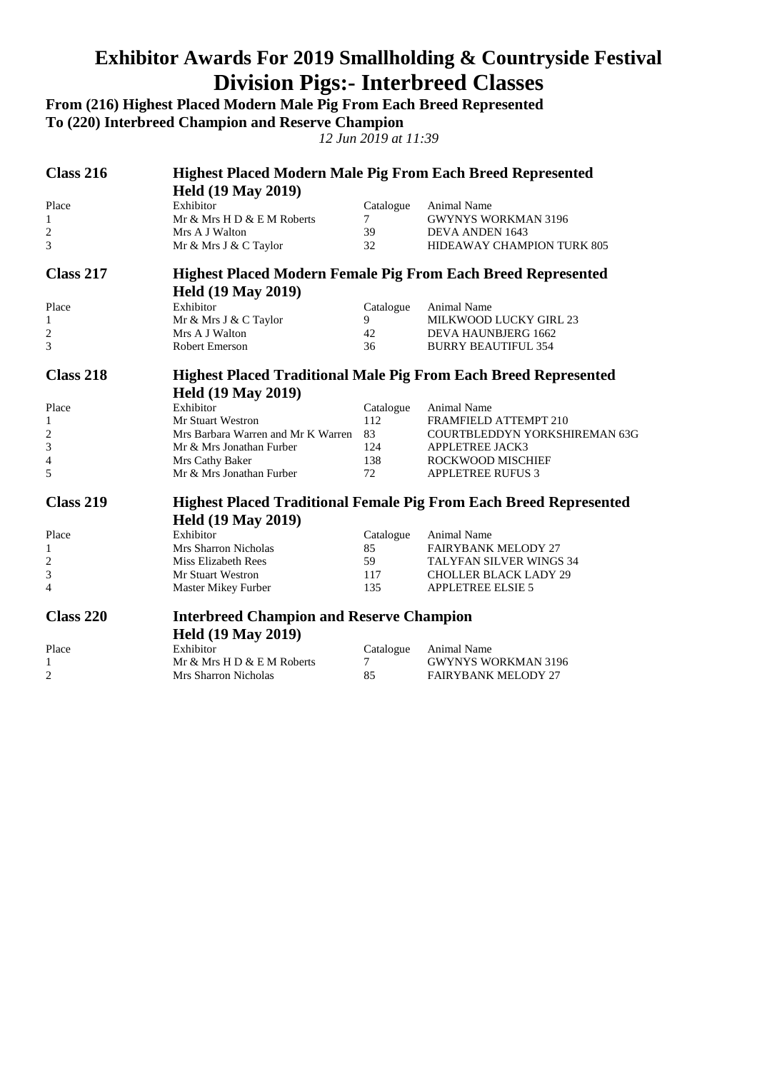# Exhibitor Awards For 2019 Smallholding & Countryside Festival
# Division Pigs:- Interbreed Classes

**From (216) Highest Placed Modern Male Pig From Each Breed Represented**
**To (220) Interbreed Champion and Reserve Champion**

*12 Jun 2019 at 11:39*

## Class 216 — Highest Placed Modern Male Pig From Each Breed Represented

**Held (19 May 2019)**

| Place | Exhibitor | Catalogue | Animal Name |
|---|---|---|---|
| 1 | Mr & Mrs H D & E M Roberts | 7 | GWYNYS WORKMAN 3196 |
| 2 | Mrs A J Walton | 39 | DEVA ANDEN 1643 |
| 3 | Mr & Mrs J & C Taylor | 32 | HIDEAWAY CHAMPION TURK 805 |

## Class 217 — Highest Placed Modern Female Pig From Each Breed Represented

**Held (19 May 2019)**

| Place | Exhibitor | Catalogue | Animal Name |
|---|---|---|---|
| 1 | Mr & Mrs J & C Taylor | 9 | MILKWOOD LUCKY GIRL 23 |
| 2 | Mrs A J Walton | 42 | DEVA HAUNBJERG 1662 |
| 3 | Robert Emerson | 36 | BURRY BEAUTIFUL 354 |

## Class 218 — Highest Placed Traditional Male Pig From Each Breed Represented

**Held (19 May 2019)**

| Place | Exhibitor | Catalogue | Animal Name |
|---|---|---|---|
| 1 | Mr Stuart Westron | 112 | FRAMFIELD ATTEMPT 210 |
| 2 | Mrs Barbara Warren and Mr K Warren | 83 | COURTBLEDDYN YORKSHIREMAN 63G |
| 3 | Mr & Mrs Jonathan Furber | 124 | APPLETREE JACK3 |
| 4 | Mrs Cathy Baker | 138 | ROCKWOOD MISCHIEF |
| 5 | Mr & Mrs Jonathan Furber | 72 | APPLETREE RUFUS 3 |

## Class 219 — Highest Placed Traditional Female Pig From Each Breed Represented

**Held (19 May 2019)**

| Place | Exhibitor | Catalogue | Animal Name |
|---|---|---|---|
| 1 | Mrs Sharron Nicholas | 85 | FAIRYBANK MELODY 27 |
| 2 | Miss Elizabeth Rees | 59 | TALYFAN SILVER WINGS 34 |
| 3 | Mr Stuart Westron | 117 | CHOLLER BLACK LADY 29 |
| 4 | Master Mikey Furber | 135 | APPLETREE ELSIE 5 |

## Class 220 — Interbreed Champion and Reserve Champion

**Held (19 May 2019)**

| Place | Exhibitor | Catalogue | Animal Name |
|---|---|---|---|
| 1 | Mr & Mrs H D & E M Roberts | 7 | GWYNYS WORKMAN 3196 |
| 2 | Mrs Sharron Nicholas | 85 | FAIRYBANK MELODY 27 |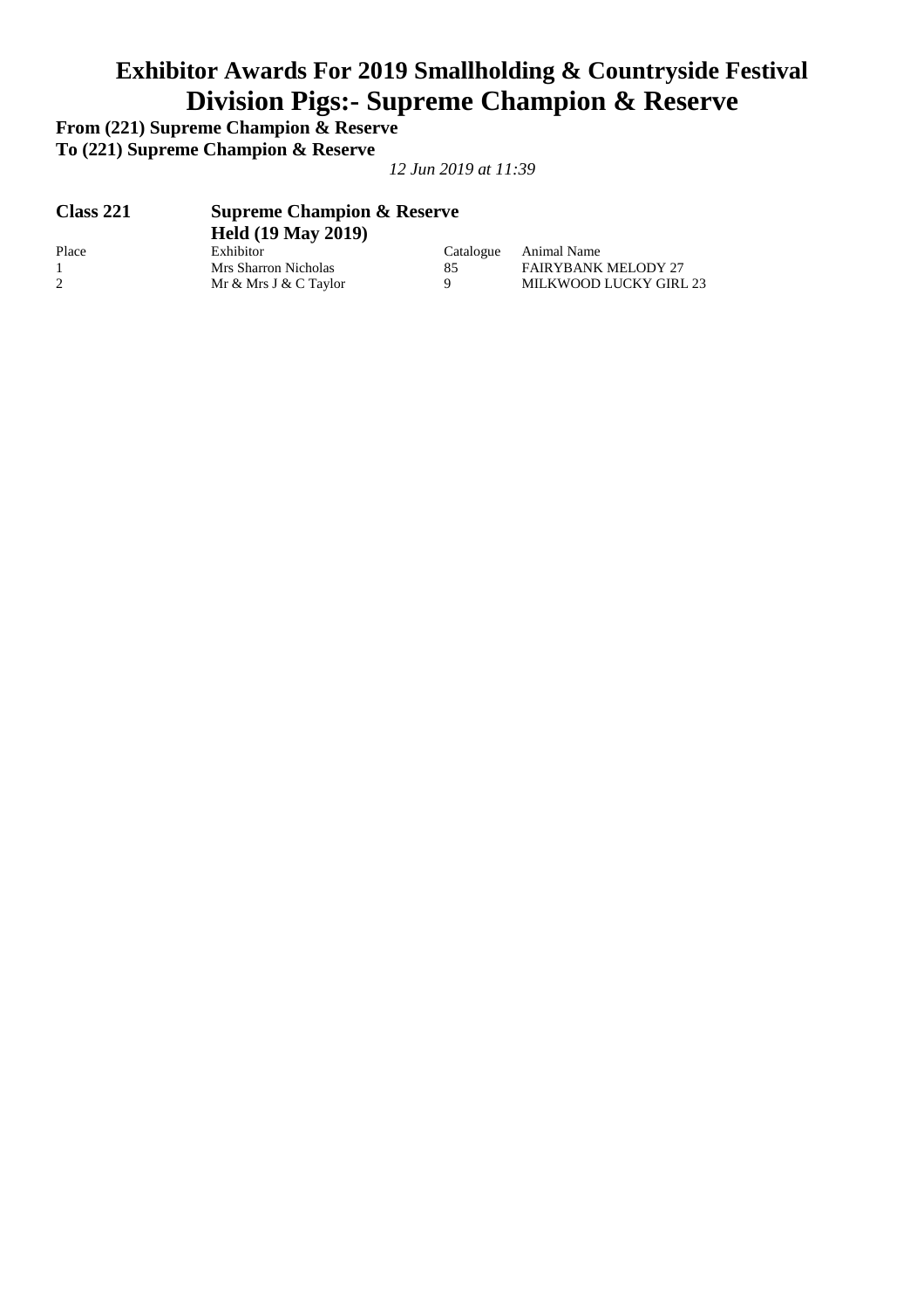# Exhibitor Awards For 2019 Smallholding & Countryside Festival

## Division Pigs:- Supreme Champion & Reserve

**From (221) Supreme Champion & Reserve**

**To (221) Supreme Champion & Reserve**

*12 Jun 2019 at 11:39*

### Class 221 — Supreme Champion & Reserve

**Held (19 May 2019)**

| Place | Exhibitor | Catalogue | Animal Name |
|---|---|---|---|
| 1 | Mrs Sharron Nicholas | 85 | FAIRYBANK MELODY 27 |
| 2 | Mr & Mrs J & C Taylor | 9 | MILKWOOD LUCKY GIRL 23 |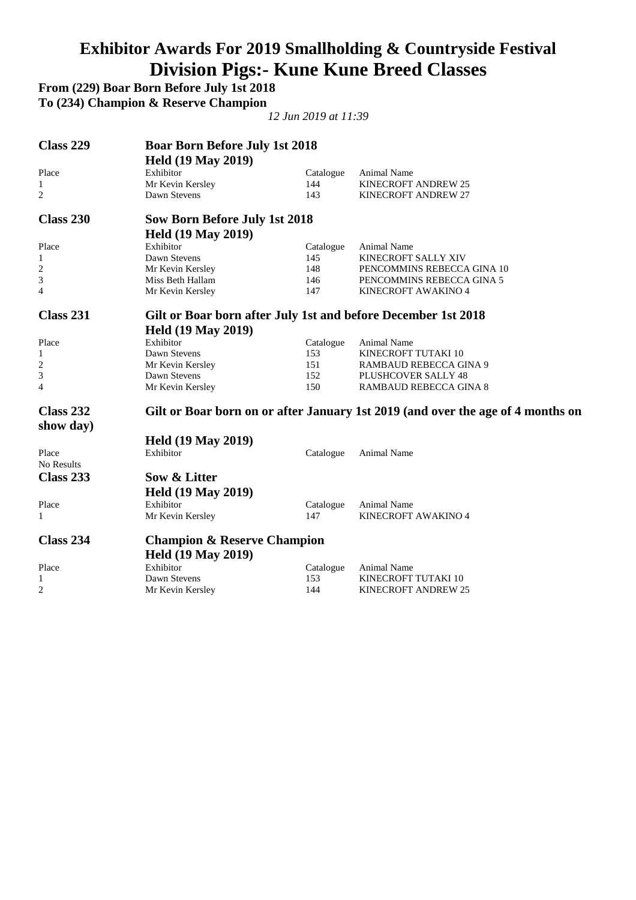# Exhibitor Awards For 2019 Smallholding & Countryside Festival

# Division Pigs:- Kune Kune Breed Classes

**From (229) Boar Born Before July 1st 2018**

**To (234) Champion & Reserve Champion**

*12 Jun 2019 at 11:39*

## Class 229 — Boar Born Before July 1st 2018

**Held (19 May 2019)**

| Place | Exhibitor | Catalogue | Animal Name |
|---|---|---|---|
| 1 | Mr Kevin Kersley | 144 | KINECROFT ANDREW 25 |
| 2 | Dawn Stevens | 143 | KINECROFT ANDREW 27 |

## Class 230 — Sow Born Before July 1st 2018

**Held (19 May 2019)**

| Place | Exhibitor | Catalogue | Animal Name |
|---|---|---|---|
| 1 | Dawn Stevens | 145 | KINECROFT SALLY XIV |
| 2 | Mr Kevin Kersley | 148 | PENCOMMINS REBECCA GINA 10 |
| 3 | Miss Beth Hallam | 146 | PENCOMMINS REBECCA GINA 5 |
| 4 | Mr Kevin Kersley | 147 | KINECROFT AWAKINO 4 |

## Class 231 — Gilt or Boar born after July 1st and before December 1st 2018

**Held (19 May 2019)**

| Place | Exhibitor | Catalogue | Animal Name |
|---|---|---|---|
| 1 | Dawn Stevens | 153 | KINECROFT TUTAKI 10 |
| 2 | Mr Kevin Kersley | 151 | RAMBAUD REBECCA GINA 9 |
| 3 | Dawn Stevens | 152 | PLUSHCOVER SALLY 48 |
| 4 | Mr Kevin Kersley | 150 | RAMBAUD REBECCA GINA 8 |

## Class 232 — Gilt or Boar born on or after January 1st 2019 (and over the age of 4 months on show day)

**Held (19 May 2019)**

| Place | Exhibitor | Catalogue | Animal Name |
|---|---|---|---|

No Results

## Class 233 — Sow & Litter

**Held (19 May 2019)**

| Place | Exhibitor | Catalogue | Animal Name |
|---|---|---|---|
| 1 | Mr Kevin Kersley | 147 | KINECROFT AWAKINO 4 |

## Class 234 — Champion & Reserve Champion

**Held (19 May 2019)**

| Place | Exhibitor | Catalogue | Animal Name |
|---|---|---|---|
| 1 | Dawn Stevens | 153 | KINECROFT TUTAKI 10 |
| 2 | Mr Kevin Kersley | 144 | KINECROFT ANDREW 25 |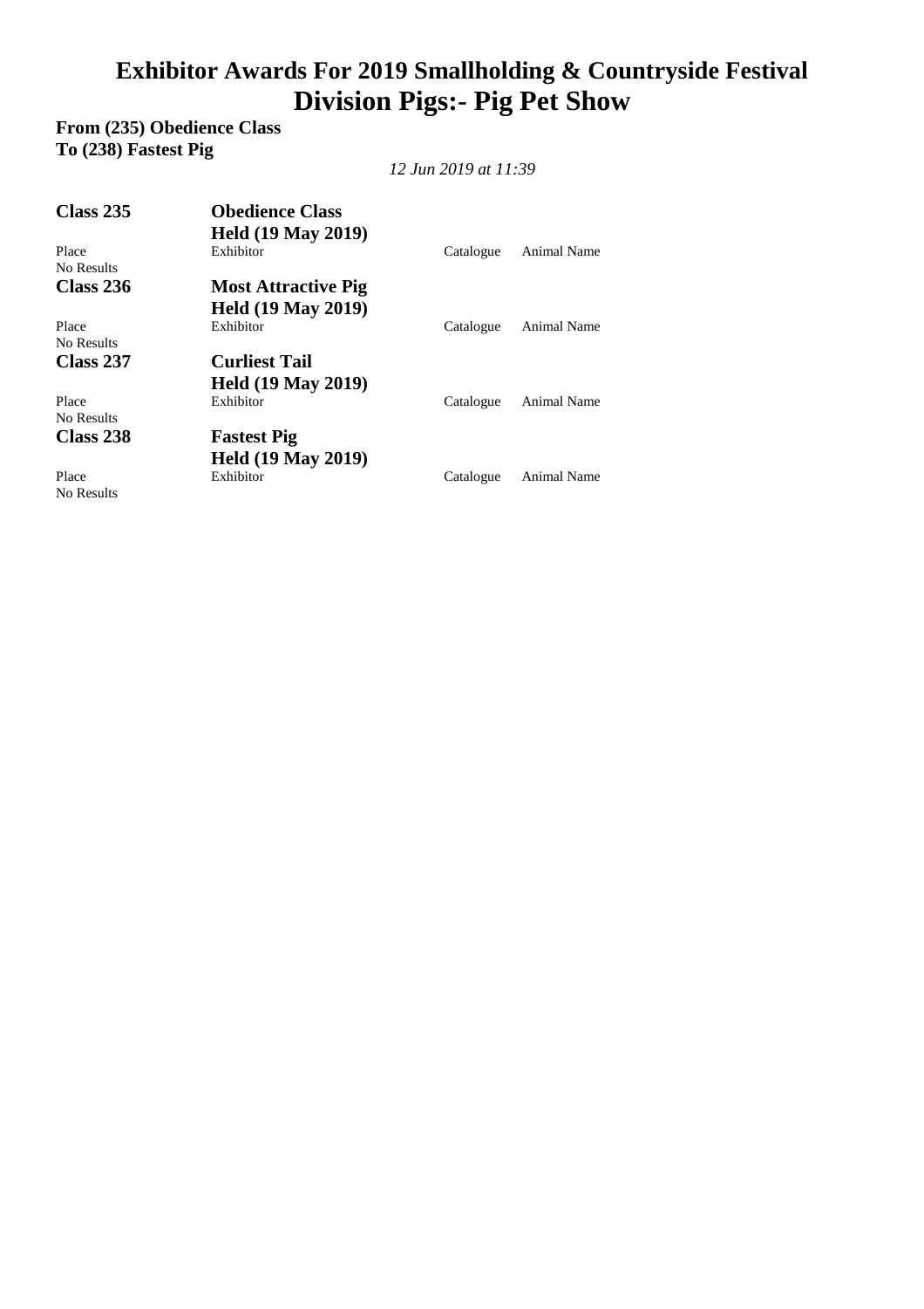# Exhibitor Awards For 2019 Smallholding & Countryside Festival

# Division Pigs:- Pig Pet Show

**From (235) Obedience Class**
**To (238) Fastest Pig**

*12 Jun 2019 at 11:39*

### Class 235 — Obedience Class

**Held (19 May 2019)**

| Place | Exhibitor | Catalogue | Animal Name |
|---|---|---|---|
| No Results | | | |

### Class 236 — Most Attractive Pig

**Held (19 May 2019)**

| Place | Exhibitor | Catalogue | Animal Name |
|---|---|---|---|
| No Results | | | |

### Class 237 — Curliest Tail

**Held (19 May 2019)**

| Place | Exhibitor | Catalogue | Animal Name |
|---|---|---|---|
| No Results | | | |

### Class 238 — Fastest Pig

**Held (19 May 2019)**

| Place | Exhibitor | Catalogue | Animal Name |
|---|---|---|---|
| No Results | | | |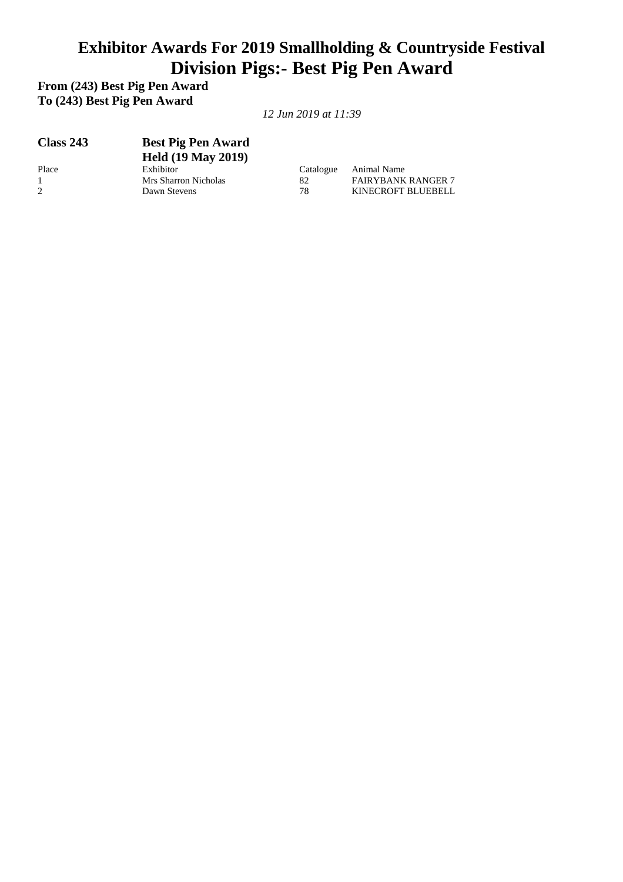# Exhibitor Awards For 2019 Smallholding & Countryside Festival
# Division Pigs:- Best Pig Pen Award

**From (243) Best Pig Pen Award**
**To (243) Best Pig Pen Award**

*12 Jun 2019 at 11:39*

## Class 243 Best Pig Pen Award
### Held (19 May 2019)

| Place | Exhibitor | Catalogue | Animal Name |
|---|---|---|---|
| 1 | Mrs Sharron Nicholas | 82 | FAIRYBANK RANGER 7 |
| 2 | Dawn Stevens | 78 | KINECROFT BLUEBELL |